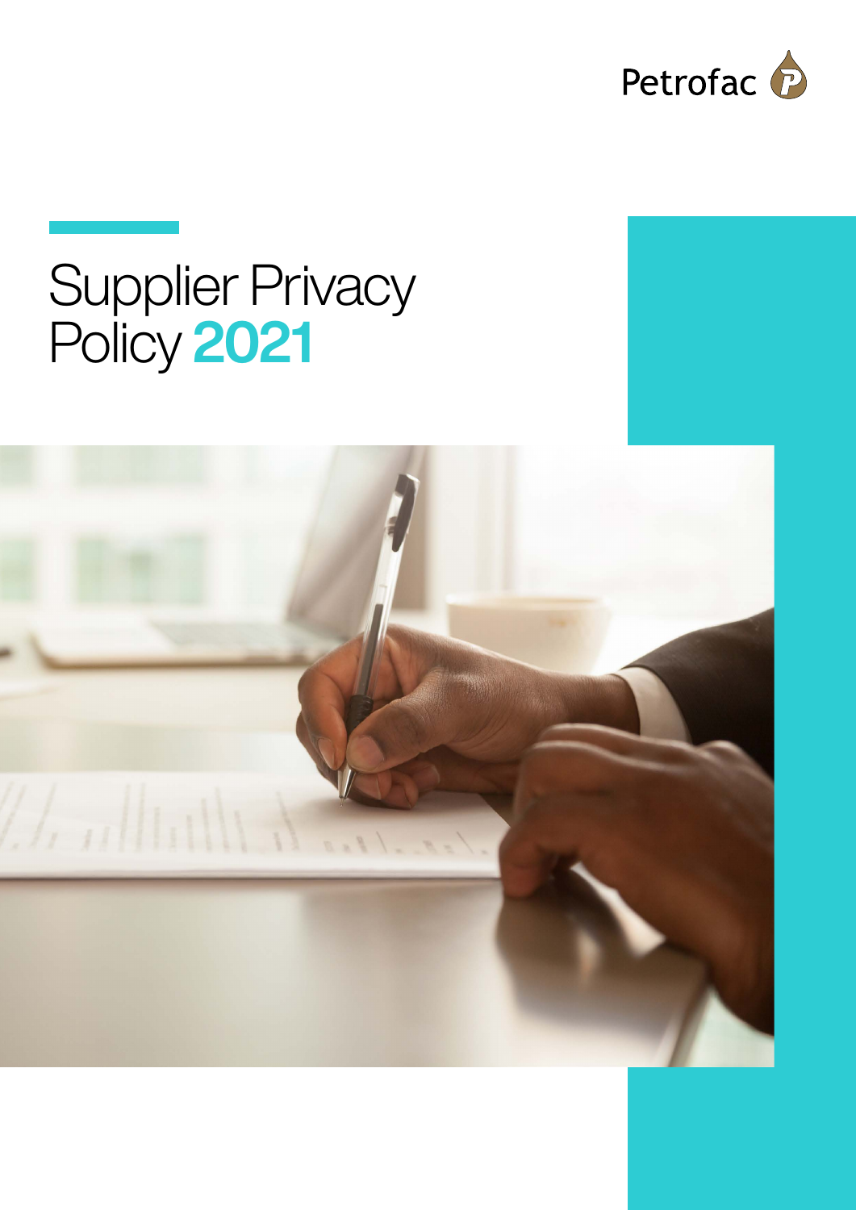Petrofac

# Supplier Privacy Policy 2021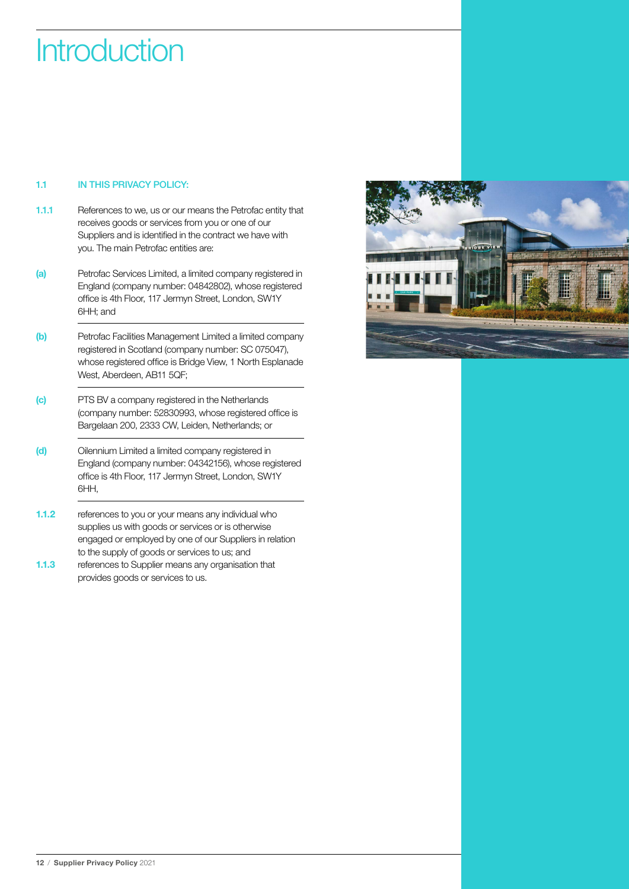# Introduction

**1.1 IN THIS PRIVACY POLICY:**

**1.1.1** References to we, us or our means the Petrofac entity that receives goods or services from you or one of our Suppliers and is identified in the contract we have with you. The main Petrofac entities are:

**(a)** Petrofac Services Limited, a limited company registered in England (company number: 04842802), whose registered office is 4th Floor, 117 Jermyn Street, London, SW1Y 6HH; and

**(b)** Petrofac Facilities Management Limited a limited company registered in Scotland (company number: SC 075047), whose registered office is Bridge View, 1 North Esplanade West, Aberdeen, AB11 5QF;

**(c)** PTS BV a company registered in the Netherlands (company number: 52830993, whose registered office is Bargelaan 200, 2333 CW, Leiden, Netherlands; or

**(d)** Oilennium Limited a limited company registered in England (company number: 04342156), whose registered office is 4th Floor, 117 Jermyn Street, London, SW1Y 6HH,

**1.1.2** references to you or your means any individual who supplies us with goods or services or is otherwise engaged or employed by one of our Suppliers in relation to the supply of goods or services to us; and

**1.1.3** references to Supplier means any organisation that provides goods or services to us.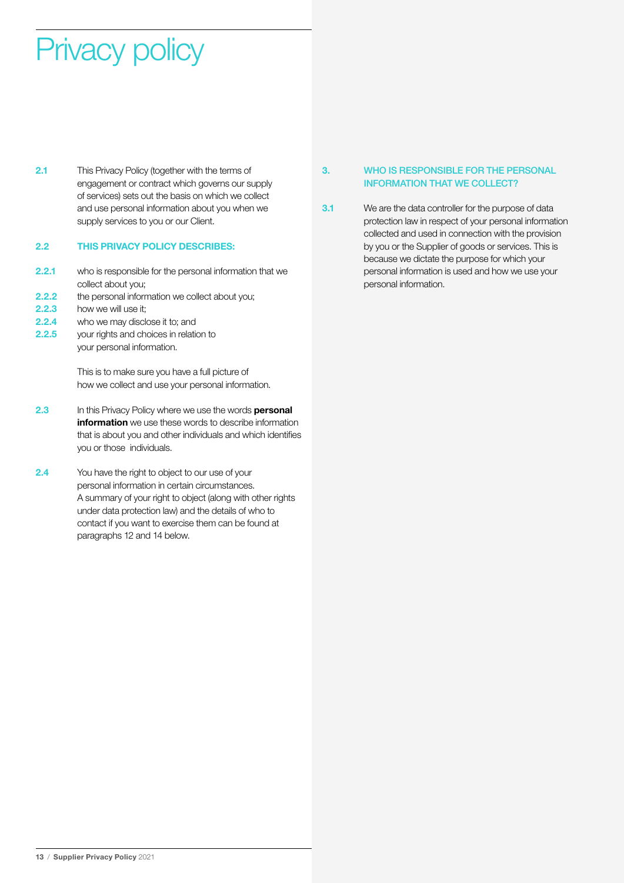# Privacy policy

**2.1** This Privacy Policy (together with the terms of engagement or contract which governs our supply of services) sets out the basis on which we collect and use personal information about you when we supply services to you or our Client.

**2.2 THIS PRIVACY POLICY DESCRIBES:**

**2.2.1** who is responsible for the personal information that we collect about you;
**2.2.2** the personal information we collect about you;
**2.2.3** how we will use it;
**2.2.4** who we may disclose it to; and
**2.2.5** your rights and choices in relation to your personal information.

This is to make sure you have a full picture of how we collect and use your personal information.

**2.3** In this Privacy Policy where we use the words **personal information** we use these words to describe information that is about you and other individuals and which identifies you or those individuals.

**2.4** You have the right to object to our use of your personal information in certain circumstances. A summary of your right to object (along with other rights under data protection law) and the details of who to contact if you want to exercise them can be found at paragraphs 12 and 14 below.

## 3. WHO IS RESPONSIBLE FOR THE PERSONAL INFORMATION THAT WE COLLECT?

**3.1** We are the data controller for the purpose of data protection law in respect of your personal information collected and used in connection with the provision by you or the Supplier of goods or services. This is because we dictate the purpose for which your personal information is used and how we use your personal information.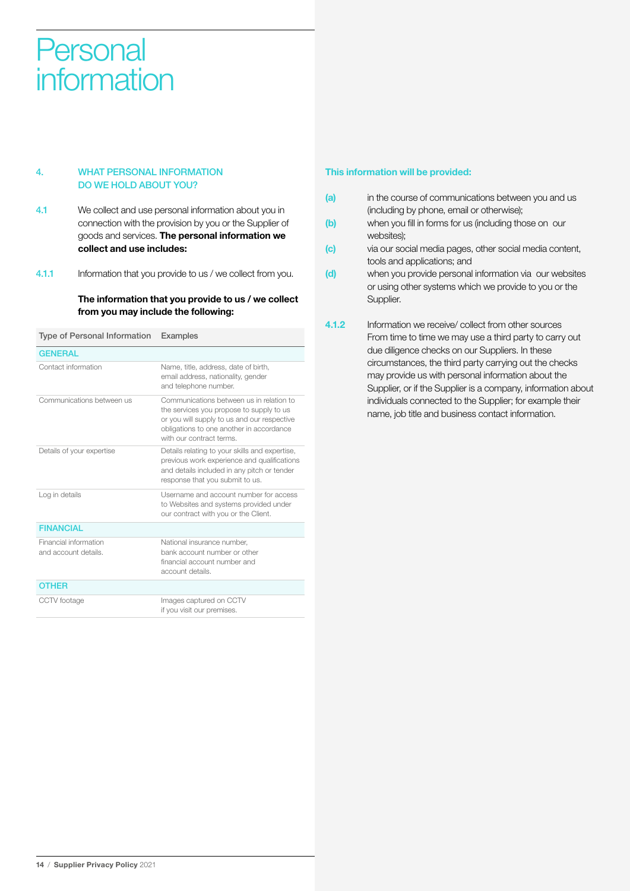// Personal information

## 4. WHAT PERSONAL INFORMATION DO WE HOLD ABOUT YOU?

4.1 We collect and use personal information about you in connection with the provision by you or the Supplier of goods and services. **The personal information we collect and use includes:**

4.1.1 Information that you provide to us / we collect from you.

**The information that you provide to us / we collect from you may include the following:**

| Type of Personal Information | Examples |
|---|---|
| **GENERAL** | |
| Contact information | Name, title, address, date of birth, email address, nationality, gender and telephone number. |
| Communications between us | Communications between us in relation to the services you propose to supply to us or you will supply to us and our respective obligations to one another in accordance with our contract terms. |
| Details of your expertise | Details relating to your skills and expertise, previous work experience and qualifications and details included in any pitch or tender response that you submit to us. |
| Log in details | Username and account number for access to Websites and systems provided under our contract with you or the Client. |
| **FINANCIAL** | |
| Financial information and account details. | National insurance number, bank account number or other financial account number and account details. |
| **OTHER** | |
| CCTV footage | Images captured on CCTV if you visit our premises. |

**This information will be provided:**

(a) in the course of communications between you and us (including by phone, email or otherwise);

(b) when you fill in forms for us (including those on our websites);

(c) via our social media pages, other social media content, tools and applications; and

(d) when you provide personal information via our websites or using other systems which we provide to you or the Supplier.

4.1.2 Information we receive/ collect from other sources
From time to time we may use a third party to carry out due diligence checks on our Suppliers. In these circumstances, the third party carrying out the checks may provide us with personal information about the Supplier, or if the Supplier is a company, information about individuals connected to the Supplier; for example their name, job title and business contact information.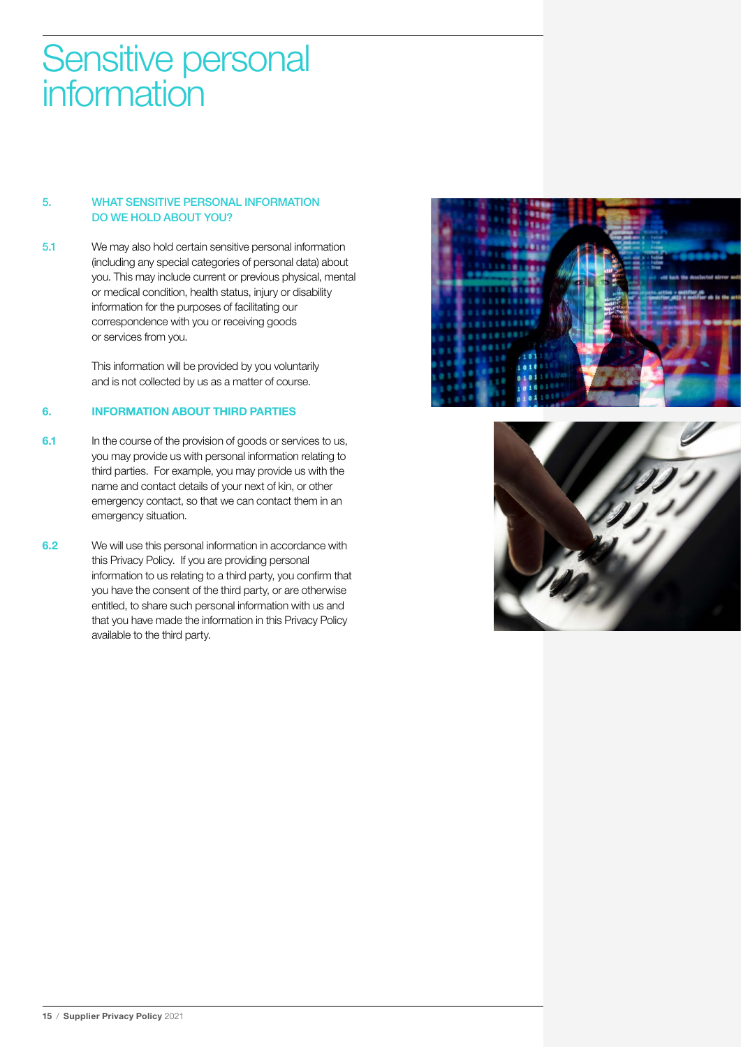# Sensitive personal information

### 5. WHAT SENSITIVE PERSONAL INFORMATION DO WE HOLD ABOUT YOU?

5.1 We may also hold certain sensitive personal information (including any special categories of personal data) about you. This may include current or previous physical, mental or medical condition, health status, injury or disability information for the purposes of facilitating our correspondence with you or receiving goods or services from you.

This information will be provided by you voluntarily and is not collected by us as a matter of course.

### 6. INFORMATION ABOUT THIRD PARTIES

6.1 In the course of the provision of goods or services to us, you may provide us with personal information relating to third parties. For example, you may provide us with the name and contact details of your next of kin, or other emergency contact, so that we can contact them in an emergency situation.

6.2 We will use this personal information in accordance with this Privacy Policy. If you are providing personal information to us relating to a third party, you confirm that you have the consent of the third party, or are otherwise entitled, to share such personal information with us and that you have made the information in this Privacy Policy available to the third party.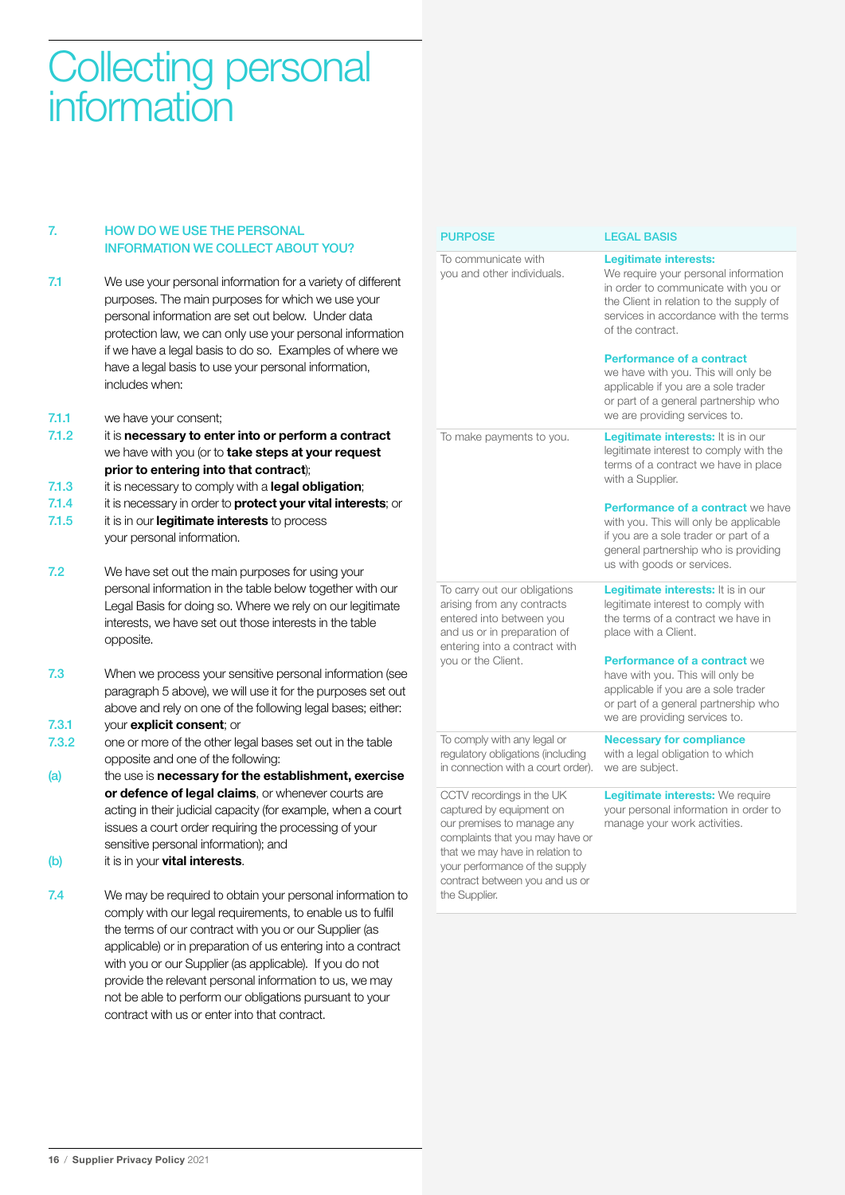# Collecting personal information

## 7. HOW DO WE USE THE PERSONAL INFORMATION WE COLLECT ABOUT YOU?

7.1 We use your personal information for a variety of different purposes. The main purposes for which we use your personal information are set out below. Under data protection law, we can only use your personal information if we have a legal basis to do so. Examples of where we have a legal basis to use your personal information, includes when:

7.1.1 we have your consent;

7.1.2 it is **necessary to enter into or perform a contract** we have with you (or to **take steps at your request prior to entering into that contract**);

7.1.3 it is necessary to comply with a **legal obligation**;

7.1.4 it is necessary in order to **protect your vital interests**; or

7.1.5 it is in our **legitimate interests** to process your personal information.

7.2 We have set out the main purposes for using your personal information in the table below together with our Legal Basis for doing so. Where we rely on our legitimate interests, we have set out those interests in the table opposite.

7.3 When we process your sensitive personal information (see paragraph 5 above), we will use it for the purposes set out above and rely on one of the following legal bases; either:

7.3.1 your **explicit consent**; or

7.3.2 one or more of the other legal bases set out in the table opposite and one of the following:

(a) the use is **necessary for the establishment, exercise or defence of legal claims**, or whenever courts are acting in their judicial capacity (for example, when a court issues a court order requiring the processing of your sensitive personal information); and

(b) it is in your **vital interests**.

7.4 We may be required to obtain your personal information to comply with our legal requirements, to enable us to fulfil the terms of our contract with you or our Supplier (as applicable) or in preparation of us entering into a contract with you or our Supplier (as applicable). If you do not provide the relevant personal information to us, we may not be able to perform our obligations pursuant to your contract with us or enter into that contract.

| PURPOSE | LEGAL BASIS |
|---|---|
| To communicate with you and other individuals. | **Legitimate interests:** We require your personal information in order to communicate with you or the Client in relation to the supply of services in accordance with the terms of the contract.<br><br>**Performance of a contract** we have with you. This will only be applicable if you are a sole trader or part of a general partnership who we are providing services to. |
| To make payments to you. | **Legitimate interests:** It is in our legitimate interest to comply with the terms of a contract we have in place with a Supplier.<br><br>**Performance of a contract** we have with you. This will only be applicable if you are a sole trader or part of a general partnership who is providing us with goods or services. |
| To carry out our obligations arising from any contracts entered into between you and us or in preparation of entering into a contract with you or the Client. | **Legitimate interests:** It is in our legitimate interest to comply with the terms of a contract we have in place with a Client.<br><br>**Performance of a contract** we have with you. This will only be applicable if you are a sole trader or part of a general partnership who we are providing services to. |
| To comply with any legal or regulatory obligations (including in connection with a court order). | **Necessary for compliance** with a legal obligation to which we are subject. |
| CCTV recordings in the UK captured by equipment on our premises to manage any complaints that you may have or that we may have in relation to your performance of the supply contract between you and us or the Supplier. | **Legitimate interests:** We require your personal information in order to manage your work activities. |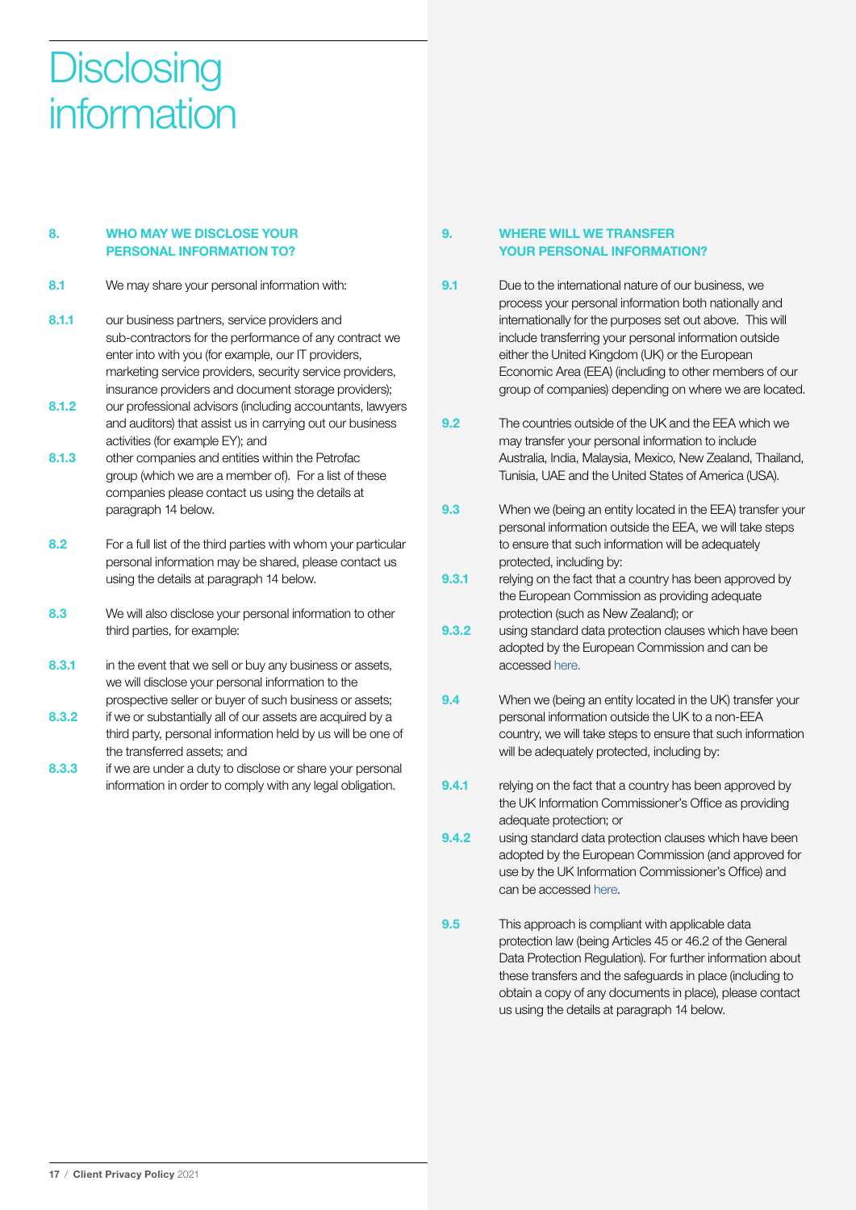# Disclosing information

## 8. WHO MAY WE DISCLOSE YOUR PERSONAL INFORMATION TO?

**8.1** We may share your personal information with:

**8.1.1** our business partners, service providers and sub-contractors for the performance of any contract we enter into with you (for example, our IT providers, marketing service providers, security service providers, insurance providers and document storage providers);

**8.1.2** our professional advisors (including accountants, lawyers and auditors) that assist us in carrying out our business activities (for example EY); and

**8.1.3** other companies and entities within the Petrofac group (which we are a member of). For a list of these companies please contact us using the details at paragraph 14 below.

**8.2** For a full list of the third parties with whom your particular personal information may be shared, please contact us using the details at paragraph 14 below.

**8.3** We will also disclose your personal information to other third parties, for example:

**8.3.1** in the event that we sell or buy any business or assets, we will disclose your personal information to the prospective seller or buyer of such business or assets;

**8.3.2** if we or substantially all of our assets are acquired by a third party, personal information held by us will be one of the transferred assets; and

**8.3.3** if we are under a duty to disclose or share your personal information in order to comply with any legal obligation.

## 9. WHERE WILL WE TRANSFER YOUR PERSONAL INFORMATION?

**9.1** Due to the international nature of our business, we process your personal information both nationally and internationally for the purposes set out above. This will include transferring your personal information outside either the United Kingdom (UK) or the European Economic Area (EEA) (including to other members of our group of companies) depending on where we are located.

**9.2** The countries outside of the UK and the EEA which we may transfer your personal information to include Australia, India, Malaysia, Mexico, New Zealand, Thailand, Tunisia, UAE and the United States of America (USA).

**9.3** When we (being an entity located in the EEA) transfer your personal information outside the EEA, we will take steps to ensure that such information will be adequately protected, including by:

**9.3.1** relying on the fact that a country has been approved by the European Commission as providing adequate protection (such as New Zealand); or

**9.3.2** using standard data protection clauses which have been adopted by the European Commission and can be accessed here.

**9.4** When we (being an entity located in the UK) transfer your personal information outside the UK to a non-EEA country, we will take steps to ensure that such information will be adequately protected, including by:

**9.4.1** relying on the fact that a country has been approved by the UK Information Commissioner's Office as providing adequate protection; or

**9.4.2** using standard data protection clauses which have been adopted by the European Commission (and approved for use by the UK Information Commissioner's Office) and can be accessed here.

**9.5** This approach is compliant with applicable data protection law (being Articles 45 or 46.2 of the General Data Protection Regulation). For further information about these transfers and the safeguards in place (including to obtain a copy of any documents in place), please contact us using the details at paragraph 14 below.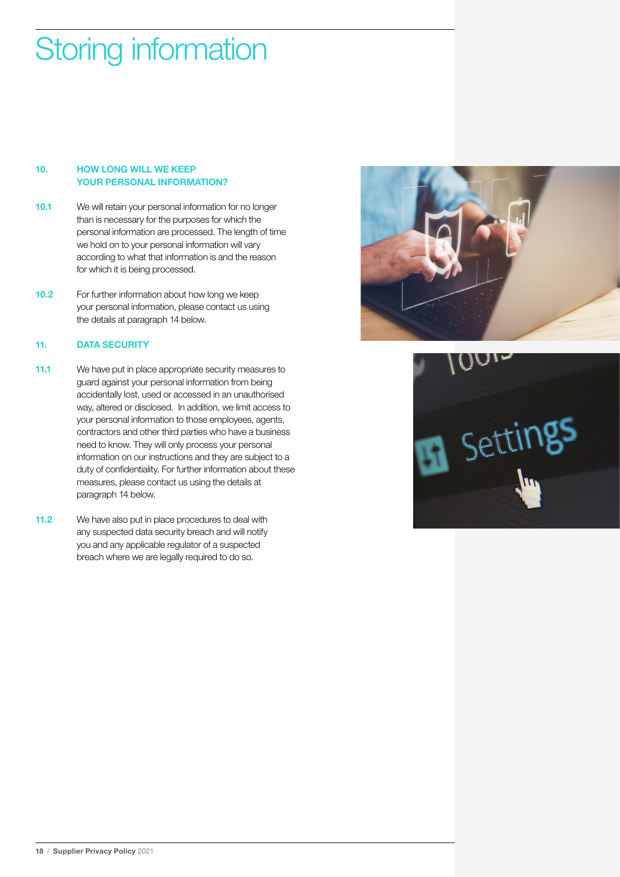# Storing information

## 10. HOW LONG WILL WE KEEP YOUR PERSONAL INFORMATION?

**10.1** We will retain your personal information for no longer than is necessary for the purposes for which the personal information are processed. The length of time we hold on to your personal information will vary according to what that information is and the reason for which it is being processed.

**10.2** For further information about how long we keep your personal information, please contact us using the details at paragraph 14 below.

## 11. DATA SECURITY

**11.1** We have put in place appropriate security measures to guard against your personal information from being accidentally lost, used or accessed in an unauthorised way, altered or disclosed. In addition, we limit access to your personal information to those employees, agents, contractors and other third parties who have a business need to know. They will only process your personal information on our instructions and they are subject to a duty of confidentiality. For further information about these measures, please contact us using the details at paragraph 14 below.

**11.2** We have also put in place procedures to deal with any suspected data security breach and will notify you and any applicable regulator of a suspected breach where we are legally required to do so.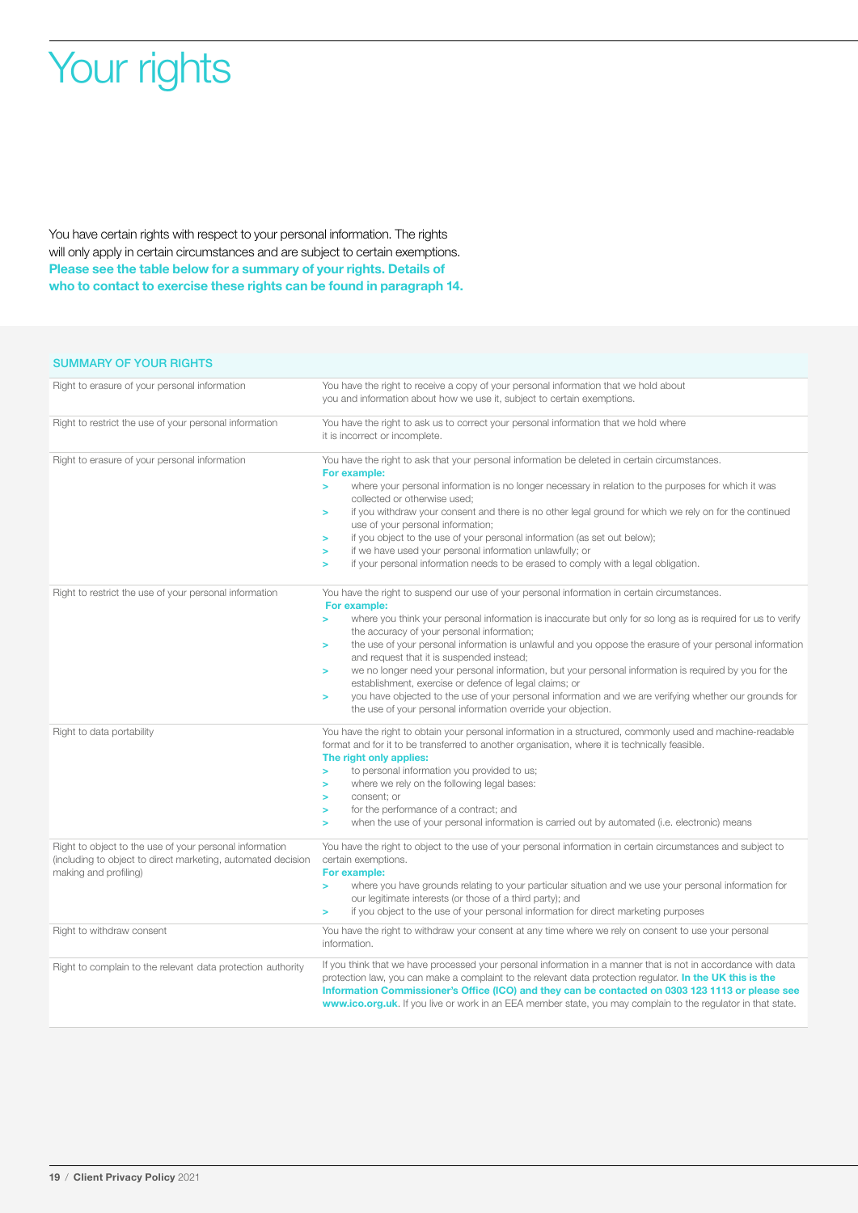# Your rights

You have certain rights with respect to your personal information. The rights will only apply in certain circumstances and are subject to certain exemptions. **Please see the table below for a summary of your rights. Details of who to contact to exercise these rights can be found in paragraph 14.**

| SUMMARY OF YOUR RIGHTS | |
|---|---|
| Right to erasure of your personal information | You have the right to receive a copy of your personal information that we hold about you and information about how we use it, subject to certain exemptions. |
| Right to restrict the use of your personal information | You have the right to ask us to correct your personal information that we hold where it is incorrect or incomplete. |
| Right to erasure of your personal information | You have the right to ask that your personal information be deleted in certain circumstances. **For example:** > where your personal information is no longer necessary in relation to the purposes for which it was collected or otherwise used; > if you withdraw your consent and there is no other legal ground for which we rely on for the continued use of your personal information; > if you object to the use of your personal information (as set out below); > if we have used your personal information unlawfully; or > if your personal information needs to be erased to comply with a legal obligation. |
| Right to restrict the use of your personal information | You have the right to suspend our use of your personal information in certain circumstances. **For example:** > where you think your personal information is inaccurate but only for so long as is required for us to verify the accuracy of your personal information; > the use of your personal information is unlawful and you oppose the erasure of your personal information and request that it is suspended instead; > we no longer need your personal information, but your personal information is required by you for the establishment, exercise or defence of legal claims; or > you have objected to the use of your personal information and we are verifying whether our grounds for the use of your personal information override your objection. |
| Right to data portability | You have the right to obtain your personal information in a structured, commonly used and machine-readable format and for it to be transferred to another organisation, where it is technically feasible. **The right only applies:** > to personal information you provided to us; > where we rely on the following legal bases: > consent; or > for the performance of a contract; and > when the use of your personal information is carried out by automated (i.e. electronic) means |
| Right to object to the use of your personal information (including to object to direct marketing, automated decision making and profiling) | You have the right to object to the use of your personal information in certain circumstances and subject to certain exemptions. **For example:** > where you have grounds relating to your particular situation and we use your personal information for our legitimate interests (or those of a third party); and > if you object to the use of your personal information for direct marketing purposes |
| Right to withdraw consent | You have the right to withdraw your consent at any time where we rely on consent to use your personal information. |
| Right to complain to the relevant data protection authority | If you think that we have processed your personal information in a manner that is not in accordance with data protection law, you can make a complaint to the relevant data protection regulator. **In the UK this is the Information Commissioner's Office (ICO) and they can be contacted on 0303 123 1113 or please see www.ico.org.uk**. If you live or work in an EEA member state, you may complain to the regulator in that state. |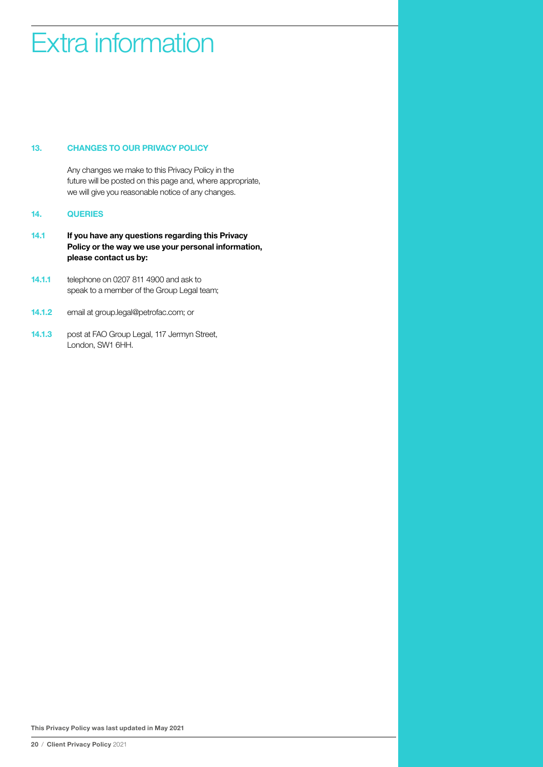# Extra information

## 13. CHANGES TO OUR PRIVACY POLICY

Any changes we make to this Privacy Policy in the future will be posted on this page and, where appropriate, we will give you reasonable notice of any changes.

## 14. QUERIES

**14.1 If you have any questions regarding this Privacy Policy or the way we use your personal information, please contact us by:**

**14.1.1** telephone on 0207 811 4900 and ask to speak to a member of the Group Legal team;

**14.1.2** email at group.legal@petrofac.com; or

**14.1.3** post at FAO Group Legal, 117 Jermyn Street, London, SW1 6HH.

**This Privacy Policy was last updated in May 2021**